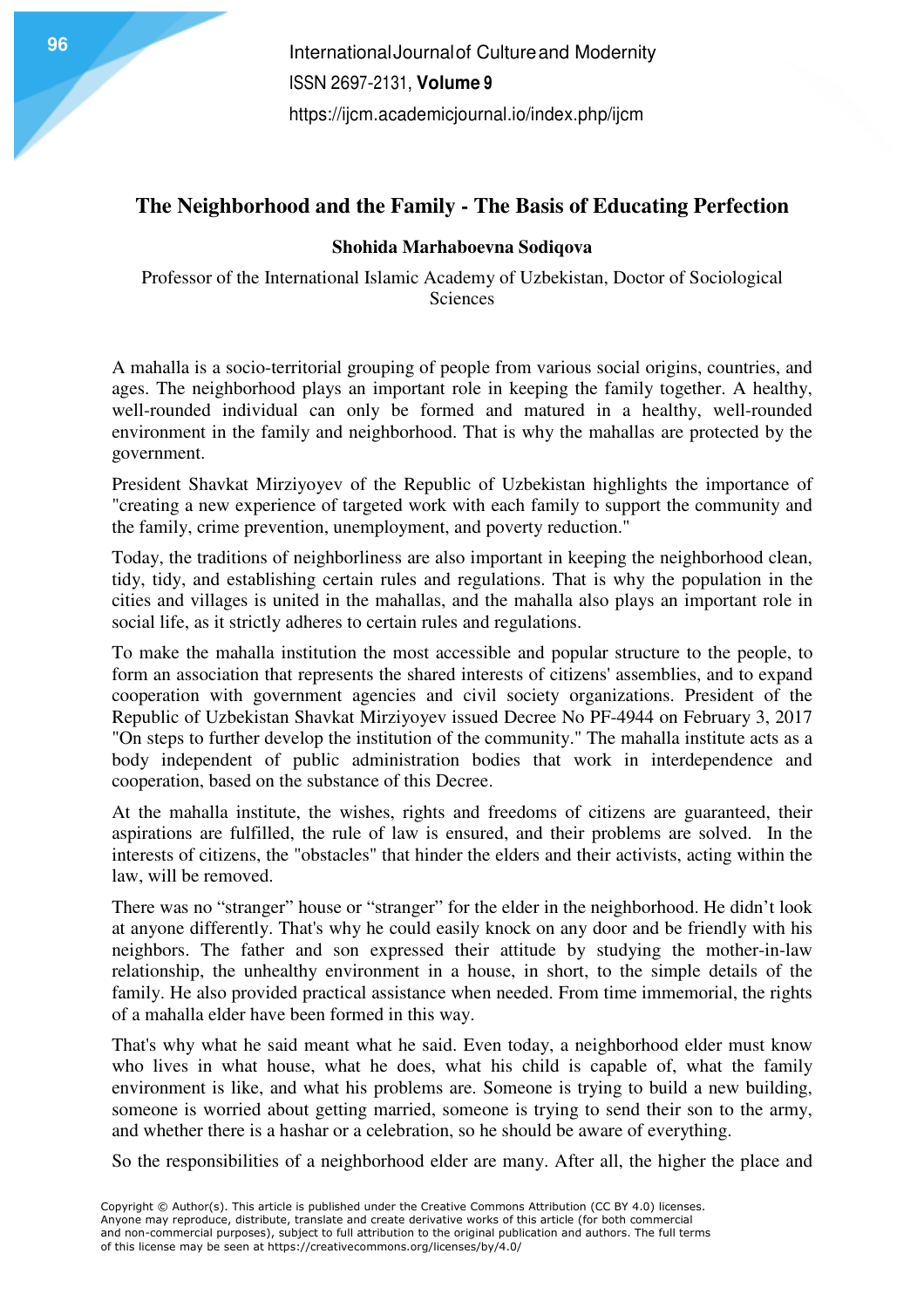# The Neighborhood and the Family - The Basis of Educating Perfection

**Shohida Marhaboevna Sodiqova**

Professor of the International Islamic Academy of Uzbekistan, Doctor of Sociological Sciences

A mahalla is a socio-territorial grouping of people from various social origins, countries, and ages. The neighborhood plays an important role in keeping the family together. A healthy, well-rounded individual can only be formed and matured in a healthy, well-rounded environment in the family and neighborhood. That is why the mahallas are protected by the government.

President Shavkat Mirziyoyev of the Republic of Uzbekistan highlights the importance of "creating a new experience of targeted work with each family to support the community and the family, crime prevention, unemployment, and poverty reduction."

Today, the traditions of neighborliness are also important in keeping the neighborhood clean, tidy, tidy, and establishing certain rules and regulations. That is why the population in the cities and villages is united in the mahallas, and the mahalla also plays an important role in social life, as it strictly adheres to certain rules and regulations.

To make the mahalla institution the most accessible and popular structure to the people, to form an association that represents the shared interests of citizens' assemblies, and to expand cooperation with government agencies and civil society organizations. President of the Republic of Uzbekistan Shavkat Mirziyoyev issued Decree No PF-4944 on February 3, 2017 "On steps to further develop the institution of the community." The mahalla institute acts as a body independent of public administration bodies that work in interdependence and cooperation, based on the substance of this Decree.

At the mahalla institute, the wishes, rights and freedoms of citizens are guaranteed, their aspirations are fulfilled, the rule of law is ensured, and their problems are solved. In the interests of citizens, the "obstacles" that hinder the elders and their activists, acting within the law, will be removed.

There was no "stranger" house or "stranger" for the elder in the neighborhood. He didn't look at anyone differently. That's why he could easily knock on any door and be friendly with his neighbors. The father and son expressed their attitude by studying the mother-in-law relationship, the unhealthy environment in a house, in short, to the simple details of the family. He also provided practical assistance when needed. From time immemorial, the rights of a mahalla elder have been formed in this way.

That's why what he said meant what he said. Even today, a neighborhood elder must know who lives in what house, what he does, what his child is capable of, what the family environment is like, and what his problems are. Someone is trying to build a new building, someone is worried about getting married, someone is trying to send their son to the army, and whether there is a hashar or a celebration, so he should be aware of everything.

So the responsibilities of a neighborhood elder are many. After all, the higher the place and

Copyright © Author(s). This article is published under the Creative Commons Attribution (CC BY 4.0) licenses. Anyone may reproduce, distribute, translate and create derivative works of this article (for both commercial and non-commercial purposes), subject to full attribution to the original publication and authors. The full terms of this license may be seen at https://creativecommons.org/licenses/by/4.0/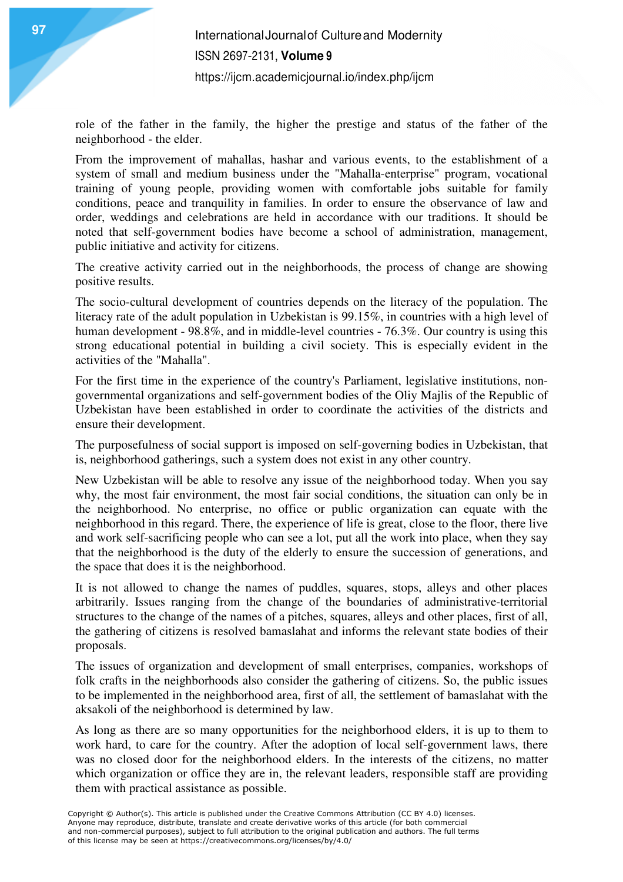role of the father in the family, the higher the prestige and status of the father of the neighborhood - the elder.

From the improvement of mahallas, hashar and various events, to the establishment of a system of small and medium business under the "Mahalla-enterprise" program, vocational training of young people, providing women with comfortable jobs suitable for family conditions, peace and tranquility in families. In order to ensure the observance of law and order, weddings and celebrations are held in accordance with our traditions. It should be noted that self-government bodies have become a school of administration, management, public initiative and activity for citizens.

The creative activity carried out in the neighborhoods, the process of change are showing positive results.

The socio-cultural development of countries depends on the literacy of the population. The literacy rate of the adult population in Uzbekistan is 99.15%, in countries with a high level of human development - 98.8%, and in middle-level countries - 76.3%. Our country is using this strong educational potential in building a civil society. This is especially evident in the activities of the "Mahalla".

For the first time in the experience of the country's Parliament, legislative institutions, non-governmental organizations and self-government bodies of the Oliy Majlis of the Republic of Uzbekistan have been established in order to coordinate the activities of the districts and ensure their development.

The purposefulness of social support is imposed on self-governing bodies in Uzbekistan, that is, neighborhood gatherings, such a system does not exist in any other country.

New Uzbekistan will be able to resolve any issue of the neighborhood today. When you say why, the most fair environment, the most fair social conditions, the situation can only be in the neighborhood. No enterprise, no office or public organization can equate with the neighborhood in this regard. There, the experience of life is great, close to the floor, there live and work self-sacrificing people who can see a lot, put all the work into place, when they say that the neighborhood is the duty of the elderly to ensure the succession of generations, and the space that does it is the neighborhood.

It is not allowed to change the names of puddles, squares, stops, alleys and other places arbitrarily. Issues ranging from the change of the boundaries of administrative-territorial structures to the change of the names of a pitches, squares, alleys and other places, first of all, the gathering of citizens is resolved bamaslahat and informs the relevant state bodies of their proposals.

The issues of organization and development of small enterprises, companies, workshops of folk crafts in the neighborhoods also consider the gathering of citizens. So, the public issues to be implemented in the neighborhood area, first of all, the settlement of bamaslahat with the aksakoli of the neighborhood is determined by law.

As long as there are so many opportunities for the neighborhood elders, it is up to them to work hard, to care for the country. After the adoption of local self-government laws, there was no closed door for the neighborhood elders. In the interests of the citizens, no matter which organization or office they are in, the relevant leaders, responsible staff are providing them with practical assistance as possible.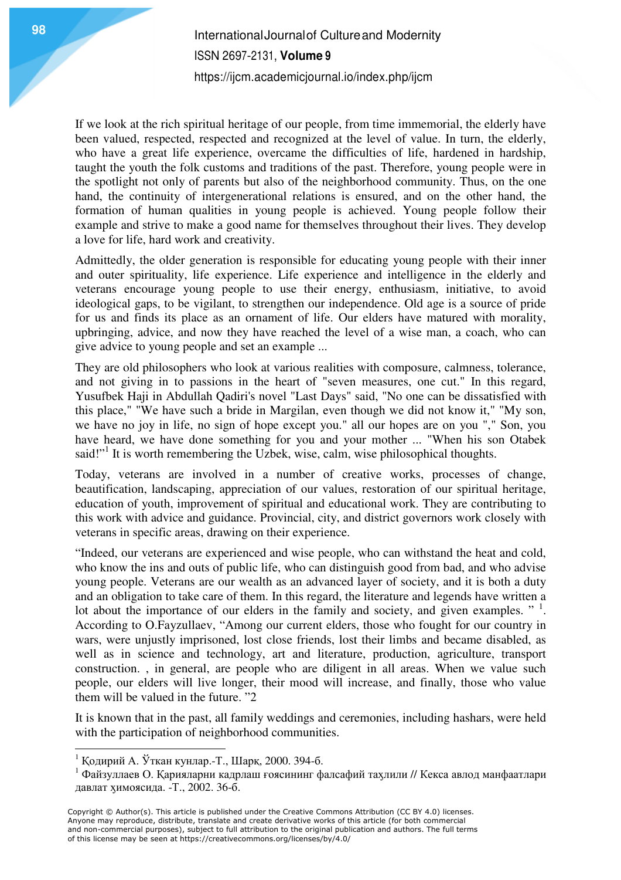If we look at the rich spiritual heritage of our people, from time immemorial, the elderly have been valued, respected, respected and recognized at the level of value. In turn, the elderly, who have a great life experience, overcame the difficulties of life, hardened in hardship, taught the youth the folk customs and traditions of the past. Therefore, young people were in the spotlight not only of parents but also of the neighborhood community. Thus, on the one hand, the continuity of intergenerational relations is ensured, and on the other hand, the formation of human qualities in young people is achieved. Young people follow their example and strive to make a good name for themselves throughout their lives. They develop a love for life, hard work and creativity.

Admittedly, the older generation is responsible for educating young people with their inner and outer spirituality, life experience. Life experience and intelligence in the elderly and veterans encourage young people to use their energy, enthusiasm, initiative, to avoid ideological gaps, to be vigilant, to strengthen our independence. Old age is a source of pride for us and finds its place as an ornament of life. Our elders have matured with morality, upbringing, advice, and now they have reached the level of a wise man, a coach, who can give advice to young people and set an example ...

They are old philosophers who look at various realities with composure, calmness, tolerance, and not giving in to passions in the heart of "seven measures, one cut." In this regard, Yusufbek Haji in Abdullah Qadiri's novel "Last Days" said, "No one can be dissatisfied with this place," "We have such a bride in Margilan, even though we did not know it," "My son, we have no joy in life, no sign of hope except you." all our hopes are on you "," Son, you have heard, we have done something for you and your mother ... "When his son Otabek said!"[1] It is worth remembering the Uzbek, wise, calm, wise philosophical thoughts.

Today, veterans are involved in a number of creative works, processes of change, beautification, landscaping, appreciation of our values, restoration of our spiritual heritage, education of youth, improvement of spiritual and educational work. They are contributing to this work with advice and guidance. Provincial, city, and district governors work closely with veterans in specific areas, drawing on their experience.

“Indeed, our veterans are experienced and wise people, who can withstand the heat and cold, who know the ins and outs of public life, who can distinguish good from bad, and who advise young people. Veterans are our wealth as an advanced layer of society, and it is both a duty and an obligation to take care of them. In this regard, the literature and legends have written a lot about the importance of our elders in the family and society, and given examples. ” [1]. According to O.Fayzullaev, “Among our current elders, those who fought for our country in wars, were unjustly imprisoned, lost close friends, lost their limbs and became disabled, as well as in science and technology, art and literature, production, agriculture, transport construction. , in general, are people who are diligent in all areas. When we value such people, our elders will live longer, their mood will increase, and finally, those who value them will be valued in the future. ”2

It is known that in the past, all family weddings and ceremonies, including hashars, were held with the participation of neighborhood communities.

---

[1] Қодирий А. Ўткан кунлар.-Т., Шарқ, 2000. 394-б.

[1] Файзуллаев О. Қарияларни кадрлаш ғоясининг фалсафий таҳлили // Кекса авлод манфаатлари давлат ҳимоясида. -Т., 2002. 36-б.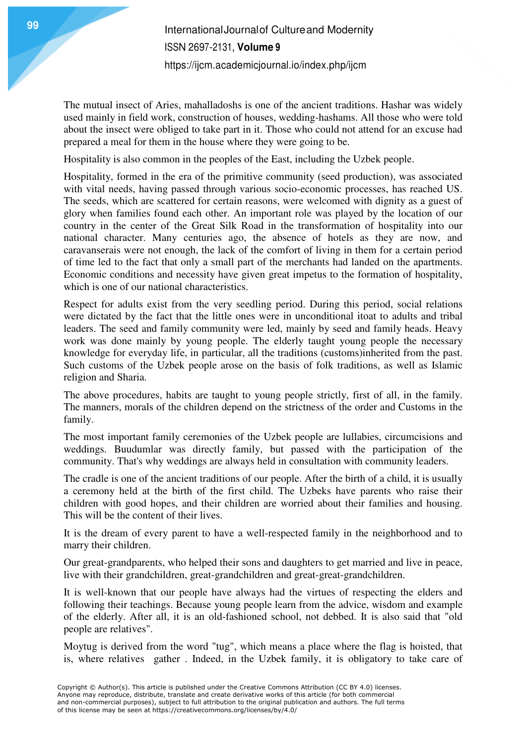The mutual insect of Aries, mahalladoshs is one of the ancient traditions. Hashar was widely used mainly in field work, construction of houses, wedding-hashams. All those who were told about the insect were obliged to take part in it. Those who could not attend for an excuse had prepared a meal for them in the house where they were going to be.

Hospitality is also common in the peoples of the East, including the Uzbek people.

Hospitality, formed in the era of the primitive community (seed production), was associated with vital needs, having passed through various socio-economic processes, has reached US. The seeds, which are scattered for certain reasons, were welcomed with dignity as a guest of glory when families found each other. An important role was played by the location of our country in the center of the Great Silk Road in the transformation of hospitality into our national character. Many centuries ago, the absence of hotels as they are now, and caravanserais were not enough, the lack of the comfort of living in them for a certain period of time led to the fact that only a small part of the merchants had landed on the apartments. Economic conditions and necessity have given great impetus to the formation of hospitality, which is one of our national characteristics.

Respect for adults exist from the very seedling period. During this period, social relations were dictated by the fact that the little ones were in unconditional itoat to adults and tribal leaders. The seed and family community were led, mainly by seed and family heads. Heavy work was done mainly by young people. The elderly taught young people the necessary knowledge for everyday life, in particular, all the traditions (customs)inherited from the past. Such customs of the Uzbek people arose on the basis of folk traditions, as well as Islamic religion and Sharia.

The above procedures, habits are taught to young people strictly, first of all, in the family. The manners, morals of the children depend on the strictness of the order and Customs in the family.

The most important family ceremonies of the Uzbek people are lullabies, circumcisions and weddings. Buudumlar was directly family, but passed with the participation of the community. That's why weddings are always held in consultation with community leaders.

The cradle is one of the ancient traditions of our people. After the birth of a child, it is usually a ceremony held at the birth of the first child. The Uzbeks have parents who raise their children with good hopes, and their children are worried about their families and housing. This will be the content of their lives.

It is the dream of every parent to have a well-respected family in the neighborhood and to marry their children.

Our great-grandparents, who helped their sons and daughters to get married and live in peace, live with their grandchildren, great-grandchildren and great-great-grandchildren.

It is well-known that our people have always had the virtues of respecting the elders and following their teachings. Because young people learn from the advice, wisdom and example of the elderly. After all, it is an old-fashioned school, not debbed. It is also said that "old people are relatives".

Moytug is derived from the word "tug", which means a place where the flag is hoisted, that is, where relatives gather . Indeed, in the Uzbek family, it is obligatory to take care of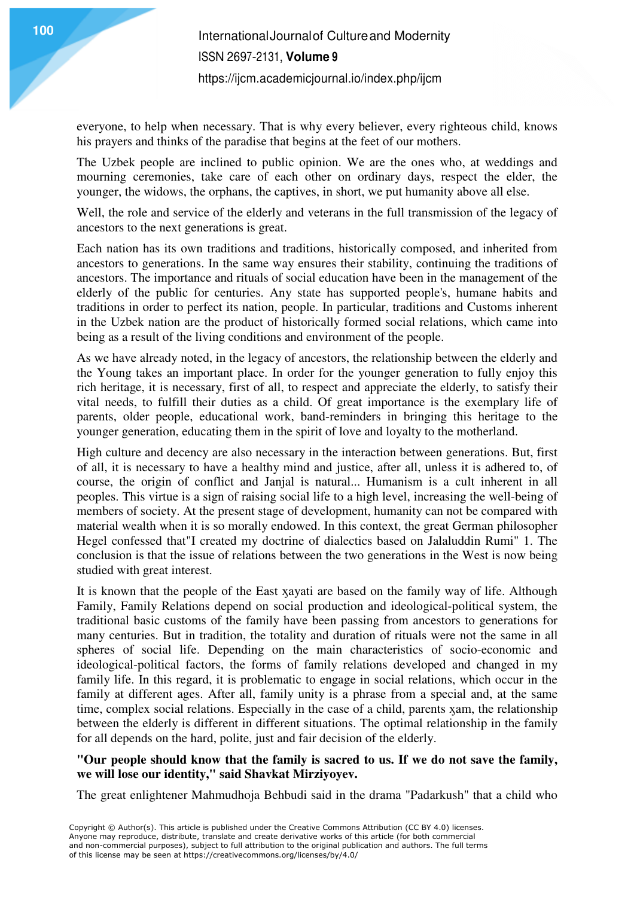everyone, to help when necessary. That is why every believer, every righteous child, knows his prayers and thinks of the paradise that begins at the feet of our mothers.

The Uzbek people are inclined to public opinion. We are the ones who, at weddings and mourning ceremonies, take care of each other on ordinary days, respect the elder, the younger, the widows, the orphans, the captives, in short, we put humanity above all else.

Well, the role and service of the elderly and veterans in the full transmission of the legacy of ancestors to the next generations is great.

Each nation has its own traditions and traditions, historically composed, and inherited from ancestors to generations. In the same way ensures their stability, continuing the traditions of ancestors. The importance and rituals of social education have been in the management of the elderly of the public for centuries. Any state has supported people's, humane habits and traditions in order to perfect its nation, people. In particular, traditions and Customs inherent in the Uzbek nation are the product of historically formed social relations, which came into being as a result of the living conditions and environment of the people.

As we have already noted, in the legacy of ancestors, the relationship between the elderly and the Young takes an important place. In order for the younger generation to fully enjoy this rich heritage, it is necessary, first of all, to respect and appreciate the elderly, to satisfy their vital needs, to fulfill their duties as a child. Of great importance is the exemplary life of parents, older people, educational work, band-reminders in bringing this heritage to the younger generation, educating them in the spirit of love and loyalty to the motherland.

High culture and decency are also necessary in the interaction between generations. But, first of all, it is necessary to have a healthy mind and justice, after all, unless it is adhered to, of course, the origin of conflict and Janjal is natural... Humanism is a cult inherent in all peoples. This virtue is a sign of raising social life to a high level, increasing the well-being of members of society. At the present stage of development, humanity can not be compared with material wealth when it is so morally endowed. In this context, the great German philosopher Hegel confessed that"I created my doctrine of dialectics based on Jalaluddin Rumi" 1. The conclusion is that the issue of relations between the two generations in the West is now being studied with great interest.

It is known that the people of the East ҳayati are based on the family way of life. Although Family, Family Relations depend on social production and ideological-political system, the traditional basic customs of the family have been passing from ancestors to generations for many centuries. But in tradition, the totality and duration of rituals were not the same in all spheres of social life. Depending on the main characteristics of socio-economic and ideological-political factors, the forms of family relations developed and changed in my family life. In this regard, it is problematic to engage in social relations, which occur in the family at different ages. After all, family unity is a phrase from a special and, at the same time, complex social relations. Especially in the case of a child, parents ҳam, the relationship between the elderly is different in different situations. The optimal relationship in the family for all depends on the hard, polite, just and fair decision of the elderly.

**"Our people should know that the family is sacred to us. If we do not save the family, we will lose our identity," said Shavkat Mirziyoyev.**

The great enlightener Mahmudhoja Behbudi said in the drama "Padarkush" that a child who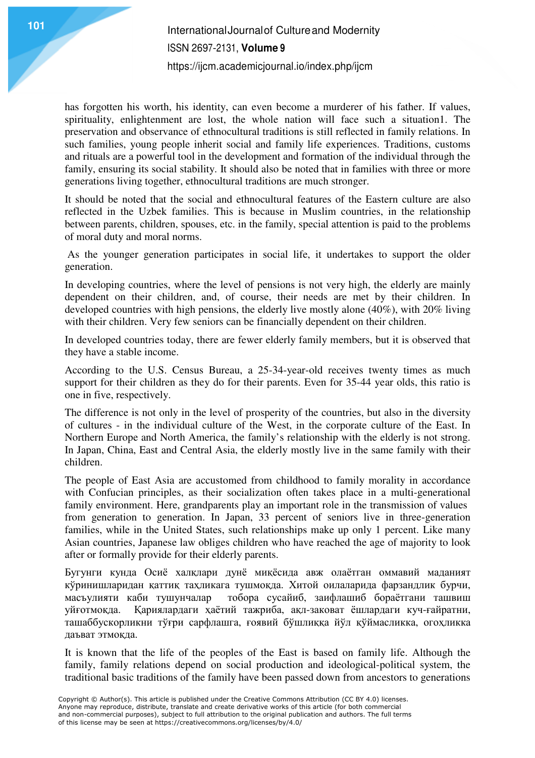has forgotten his worth, his identity, can even become a murderer of his father. If values, spirituality, enlightenment are lost, the whole nation will face such a situation1. The preservation and observance of ethnocultural traditions is still reflected in family relations. In such families, young people inherit social and family life experiences. Traditions, customs and rituals are a powerful tool in the development and formation of the individual through the family, ensuring its social stability. It should also be noted that in families with three or more generations living together, ethnocultural traditions are much stronger.

It should be noted that the social and ethnocultural features of the Eastern culture are also reflected in the Uzbek families. This is because in Muslim countries, in the relationship between parents, children, spouses, etc. in the family, special attention is paid to the problems of moral duty and moral norms.

As the younger generation participates in social life, it undertakes to support the older generation.

In developing countries, where the level of pensions is not very high, the elderly are mainly dependent on their children, and, of course, their needs are met by their children. In developed countries with high pensions, the elderly live mostly alone (40%), with 20% living with their children. Very few seniors can be financially dependent on their children.

In developed countries today, there are fewer elderly family members, but it is observed that they have a stable income.

According to the U.S. Census Bureau, a 25-34-year-old receives twenty times as much support for their children as they do for their parents. Even for 35-44 year olds, this ratio is one in five, respectively.

The difference is not only in the level of prosperity of the countries, but also in the diversity of cultures - in the individual culture of the West, in the corporate culture of the East. In Northern Europe and North America, the family's relationship with the elderly is not strong. In Japan, China, East and Central Asia, the elderly mostly live in the same family with their children.

The people of East Asia are accustomed from childhood to family morality in accordance with Confucian principles, as their socialization often takes place in a multi-generational family environment. Here, grandparents play an important role in the transmission of values from generation to generation. In Japan, 33 percent of seniors live in three-generation families, while in the United States, such relationships make up only 1 percent. Like many Asian countries, Japanese law obliges children who have reached the age of majority to look after or formally provide for their elderly parents.

Бугунги кунда Осиё халқлари дунё миқёсида авж олаётган оммавий маданият кўринишларидан қаттиқ таҳликага тушмоқда. Хитой оилаларида фарзандлик бурчи, масъулияти каби тушунчалар тобора сусайиб, заифлашиб бораётгани ташвиш уйғотмоқда. Қарияларлардаги ҳаётий тажриба, ақл-заковат ёшлардаги куч-ғайратни, ташаббускорликни тўғри сарфлашга, ғоявий бўшлиққа йўл қўймасликка, огоҳликка даъват этмоқда.

It is known that the life of the peoples of the East is based on family life. Although the family, family relations depend on social production and ideological-political system, the traditional basic traditions of the family have been passed down from ancestors to generations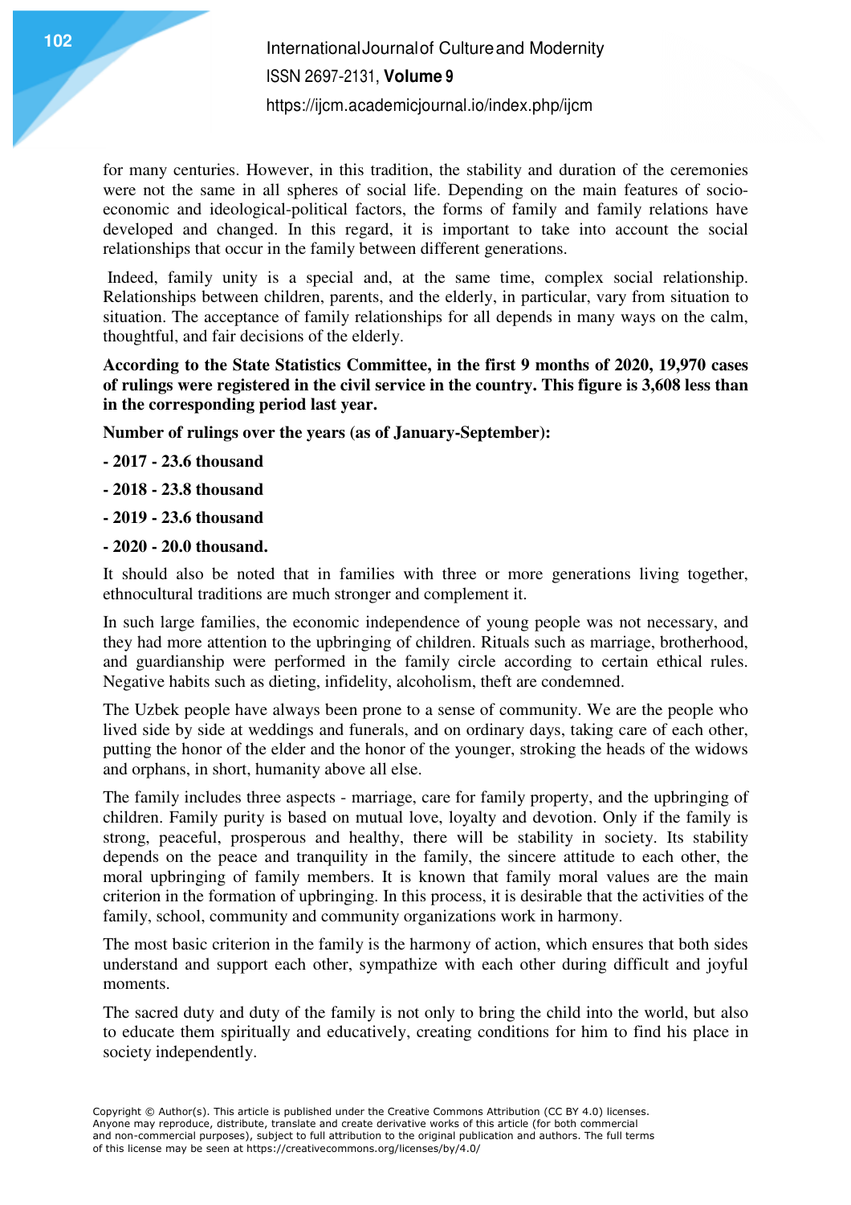for many centuries. However, in this tradition, the stability and duration of the ceremonies were not the same in all spheres of social life. Depending on the main features of socio-economic and ideological-political factors, the forms of family and family relations have developed and changed. In this regard, it is important to take into account the social relationships that occur in the family between different generations.

Indeed, family unity is a special and, at the same time, complex social relationship. Relationships between children, parents, and the elderly, in particular, vary from situation to situation. The acceptance of family relationships for all depends in many ways on the calm, thoughtful, and fair decisions of the elderly.

**According to the State Statistics Committee, in the first 9 months of 2020, 19,970 cases of rulings were registered in the civil service in the country. This figure is 3,608 less than in the corresponding period last year.**

**Number of rulings over the years (as of January-September):**

**- 2017 - 23.6 thousand**

**- 2018 - 23.8 thousand**

**- 2019 - 23.6 thousand**

**- 2020 - 20.0 thousand.**

It should also be noted that in families with three or more generations living together, ethnocultural traditions are much stronger and complement it.

In such large families, the economic independence of young people was not necessary, and they had more attention to the upbringing of children. Rituals such as marriage, brotherhood, and guardianship were performed in the family circle according to certain ethical rules. Negative habits such as dieting, infidelity, alcoholism, theft are condemned.

The Uzbek people have always been prone to a sense of community. We are the people who lived side by side at weddings and funerals, and on ordinary days, taking care of each other, putting the honor of the elder and the honor of the younger, stroking the heads of the widows and orphans, in short, humanity above all else.

The family includes three aspects - marriage, care for family property, and the upbringing of children. Family purity is based on mutual love, loyalty and devotion. Only if the family is strong, peaceful, prosperous and healthy, there will be stability in society. Its stability depends on the peace and tranquility in the family, the sincere attitude to each other, the moral upbringing of family members. It is known that family moral values are the main criterion in the formation of upbringing. In this process, it is desirable that the activities of the family, school, community and community organizations work in harmony.

The most basic criterion in the family is the harmony of action, which ensures that both sides understand and support each other, sympathize with each other during difficult and joyful moments.

The sacred duty and duty of the family is not only to bring the child into the world, but also to educate them spiritually and educatively, creating conditions for him to find his place in society independently.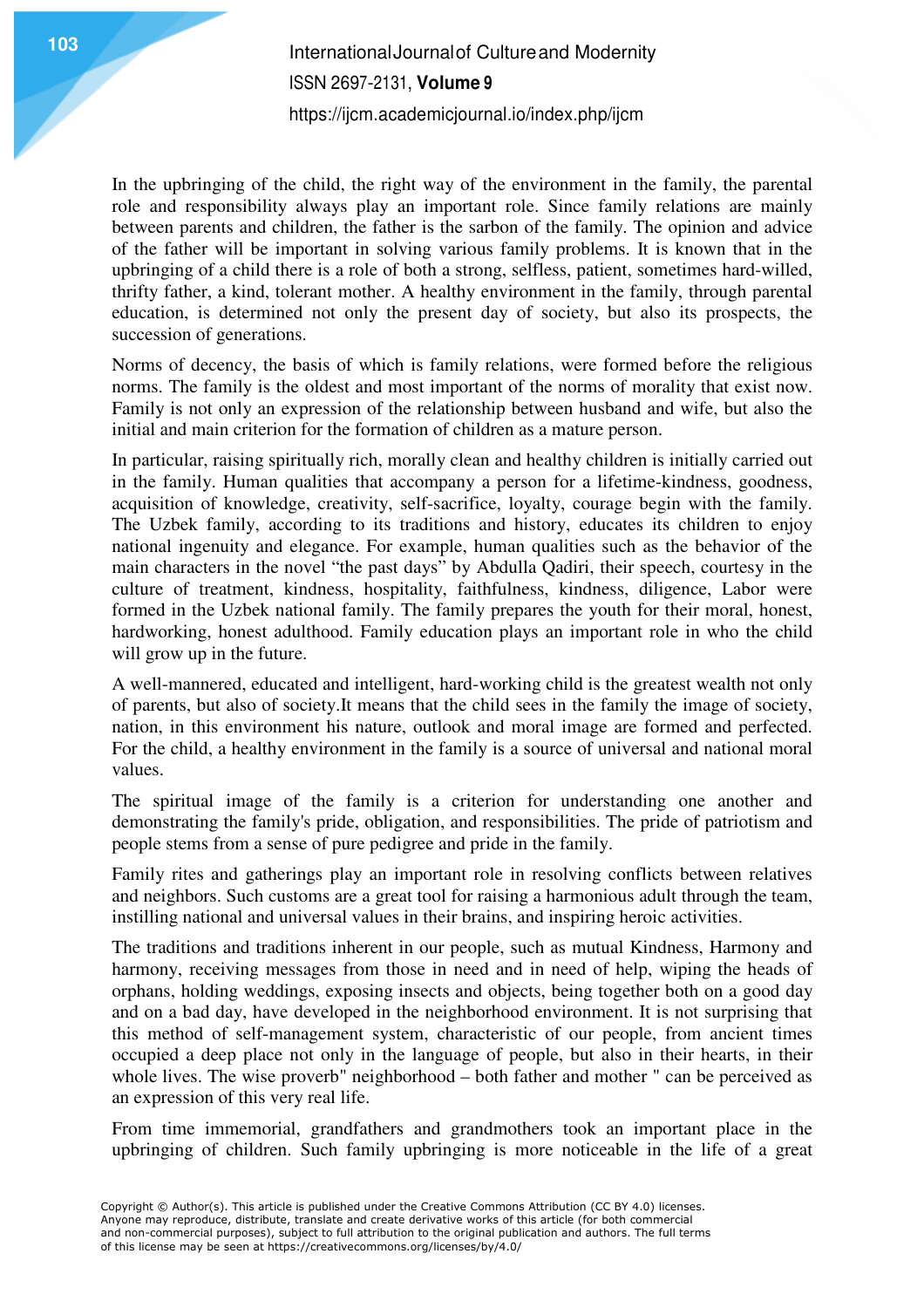In the upbringing of the child, the right way of the environment in the family, the parental role and responsibility always play an important role. Since family relations are mainly between parents and children, the father is the sarbon of the family. The opinion and advice of the father will be important in solving various family problems. It is known that in the upbringing of a child there is a role of both a strong, selfless, patient, sometimes hard-willed, thrifty father, a kind, tolerant mother. A healthy environment in the family, through parental education, is determined not only the present day of society, but also its prospects, the succession of generations.

Norms of decency, the basis of which is family relations, were formed before the religious norms. The family is the oldest and most important of the norms of morality that exist now. Family is not only an expression of the relationship between husband and wife, but also the initial and main criterion for the formation of children as a mature person.

In particular, raising spiritually rich, morally clean and healthy children is initially carried out in the family. Human qualities that accompany a person for a lifetime-kindness, goodness, acquisition of knowledge, creativity, self-sacrifice, loyalty, courage begin with the family. The Uzbek family, according to its traditions and history, educates its children to enjoy national ingenuity and elegance. For example, human qualities such as the behavior of the main characters in the novel "the past days" by Abdulla Qadiri, their speech, courtesy in the culture of treatment, kindness, hospitality, faithfulness, kindness, diligence, Labor were formed in the Uzbek national family. The family prepares the youth for their moral, honest, hardworking, honest adulthood. Family education plays an important role in who the child will grow up in the future.

A well-mannered, educated and intelligent, hard-working child is the greatest wealth not only of parents, but also of society.It means that the child sees in the family the image of society, nation, in this environment his nature, outlook and moral image are formed and perfected. For the child, a healthy environment in the family is a source of universal and national moral values.

The spiritual image of the family is a criterion for understanding one another and demonstrating the family's pride, obligation, and responsibilities. The pride of patriotism and people stems from a sense of pure pedigree and pride in the family.

Family rites and gatherings play an important role in resolving conflicts between relatives and neighbors. Such customs are a great tool for raising a harmonious adult through the team, instilling national and universal values in their brains, and inspiring heroic activities.

The traditions and traditions inherent in our people, such as mutual Kindness, Harmony and harmony, receiving messages from those in need and in need of help, wiping the heads of orphans, holding weddings, exposing insects and objects, being together both on a good day and on a bad day, have developed in the neighborhood environment. It is not surprising that this method of self-management system, characteristic of our people, from ancient times occupied a deep place not only in the language of people, but also in their hearts, in their whole lives. The wise proverb" neighborhood – both father and mother " can be perceived as an expression of this very real life.

From time immemorial, grandfathers and grandmothers took an important place in the upbringing of children. Such family upbringing is more noticeable in the life of a great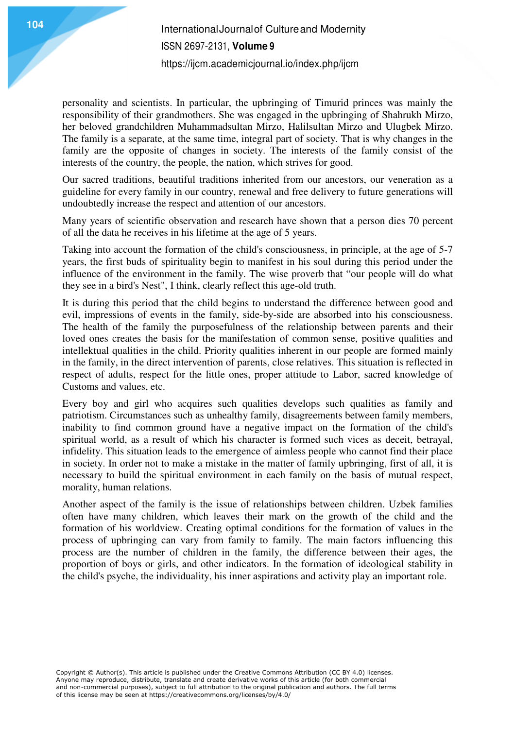personality and scientists. In particular, the upbringing of Timurid princes was mainly the responsibility of their grandmothers. She was engaged in the upbringing of Shahrukh Mirzo, her beloved grandchildren Muhammadsultan Mirzo, Halilsultan Mirzo and Ulugbek Mirzo. The family is a separate, at the same time, integral part of society. That is why changes in the family are the opposite of changes in society. The interests of the family consist of the interests of the country, the people, the nation, which strives for good.

Our sacred traditions, beautiful traditions inherited from our ancestors, our veneration as a guideline for every family in our country, renewal and free delivery to future generations will undoubtedly increase the respect and attention of our ancestors.

Many years of scientific observation and research have shown that a person dies 70 percent of all the data he receives in his lifetime at the age of 5 years.

Taking into account the formation of the child's consciousness, in principle, at the age of 5-7 years, the first buds of spirituality begin to manifest in his soul during this period under the influence of the environment in the family. The wise proverb that "our people will do what they see in a bird's Nest", I think, clearly reflect this age-old truth.

It is during this period that the child begins to understand the difference between good and evil, impressions of events in the family, side-by-side are absorbed into his consciousness. The health of the family the purposefulness of the relationship between parents and their loved ones creates the basis for the manifestation of common sense, positive qualities and intellektual qualities in the child. Priority qualities inherent in our people are formed mainly in the family, in the direct intervention of parents, close relatives. This situation is reflected in respect of adults, respect for the little ones, proper attitude to Labor, sacred knowledge of Customs and values, etc.

Every boy and girl who acquires such qualities develops such qualities as family and patriotism. Circumstances such as unhealthy family, disagreements between family members, inability to find common ground have a negative impact on the formation of the child's spiritual world, as a result of which his character is formed such vices as deceit, betrayal, infidelity. This situation leads to the emergence of aimless people who cannot find their place in society. In order not to make a mistake in the matter of family upbringing, first of all, it is necessary to build the spiritual environment in each family on the basis of mutual respect, morality, human relations.

Another aspect of the family is the issue of relationships between children. Uzbek families often have many children, which leaves their mark on the growth of the child and the formation of his worldview. Creating optimal conditions for the formation of values in the process of upbringing can vary from family to family. The main factors influencing this process are the number of children in the family, the difference between their ages, the proportion of boys or girls, and other indicators. In the formation of ideological stability in the child's psyche, the individuality, his inner aspirations and activity play an important role.